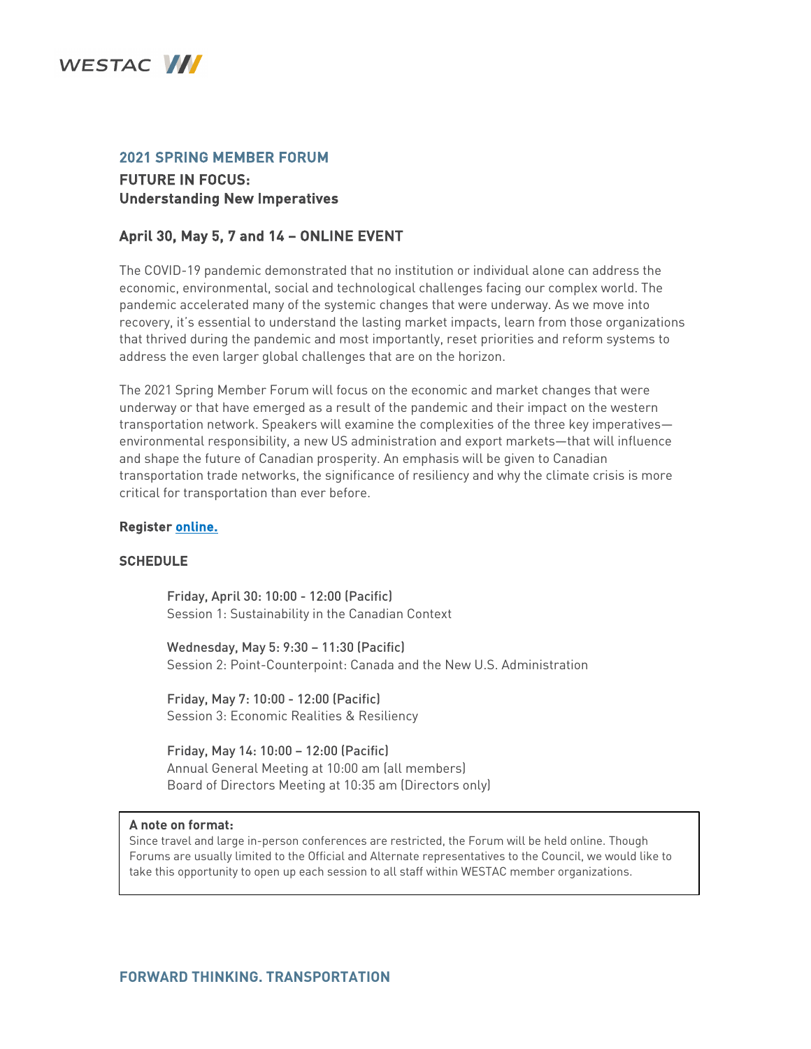WESTAC

## 2021 SPRING MEMBER FORUM

### FUTURE IN FOCUS: Understanding New Imperatives

### April 30, May 5, 7 and 14 – ONLINE EVENT

The COVID-19 pandemic demonstrated that no institution or individual alone can address the economic, environmental, social and technological challenges facing our complex world. The pandemic accelerated many of the systemic changes that were underway. As we move into recovery, it's essential to understand the lasting market impacts, learn from those organizations that thrived during the pandemic and most importantly, reset priorities and reform systems to address the even larger global challenges that are on the horizon.

The 2021 Spring Member Forum will focus on the economic and market changes that were underway or that have emerged as a result of the pandemic and their impact on the western transportation network. Speakers will examine the complexities of the three key imperatives—environmental responsibility, a new US administration and export markets—that will influence and shape the future of Canadian prosperity. An emphasis will be given to Canadian transportation trade networks, the significance of resiliency and why the climate crisis is more critical for transportation than ever before.

**Register online.**

**SCHEDULE**

Friday, April 30: 10:00 - 12:00 (Pacific)
Session 1: Sustainability in the Canadian Context

Wednesday, May 5: 9:30 – 11:30 (Pacific)
Session 2: Point-Counterpoint: Canada and the New U.S. Administration

Friday, May 7: 10:00 - 12:00 (Pacific)
Session 3: Economic Realities & Resiliency

Friday, May 14: 10:00 – 12:00 (Pacific)
Annual General Meeting at 10:00 am (all members)
Board of Directors Meeting at 10:35 am (Directors only)

**A note on format:**
Since travel and large in-person conferences are restricted, the Forum will be held online. Though Forums are usually limited to the Official and Alternate representatives to the Council, we would like to take this opportunity to open up each session to all staff within WESTAC member organizations.

FORWARD THINKING. TRANSPORTATION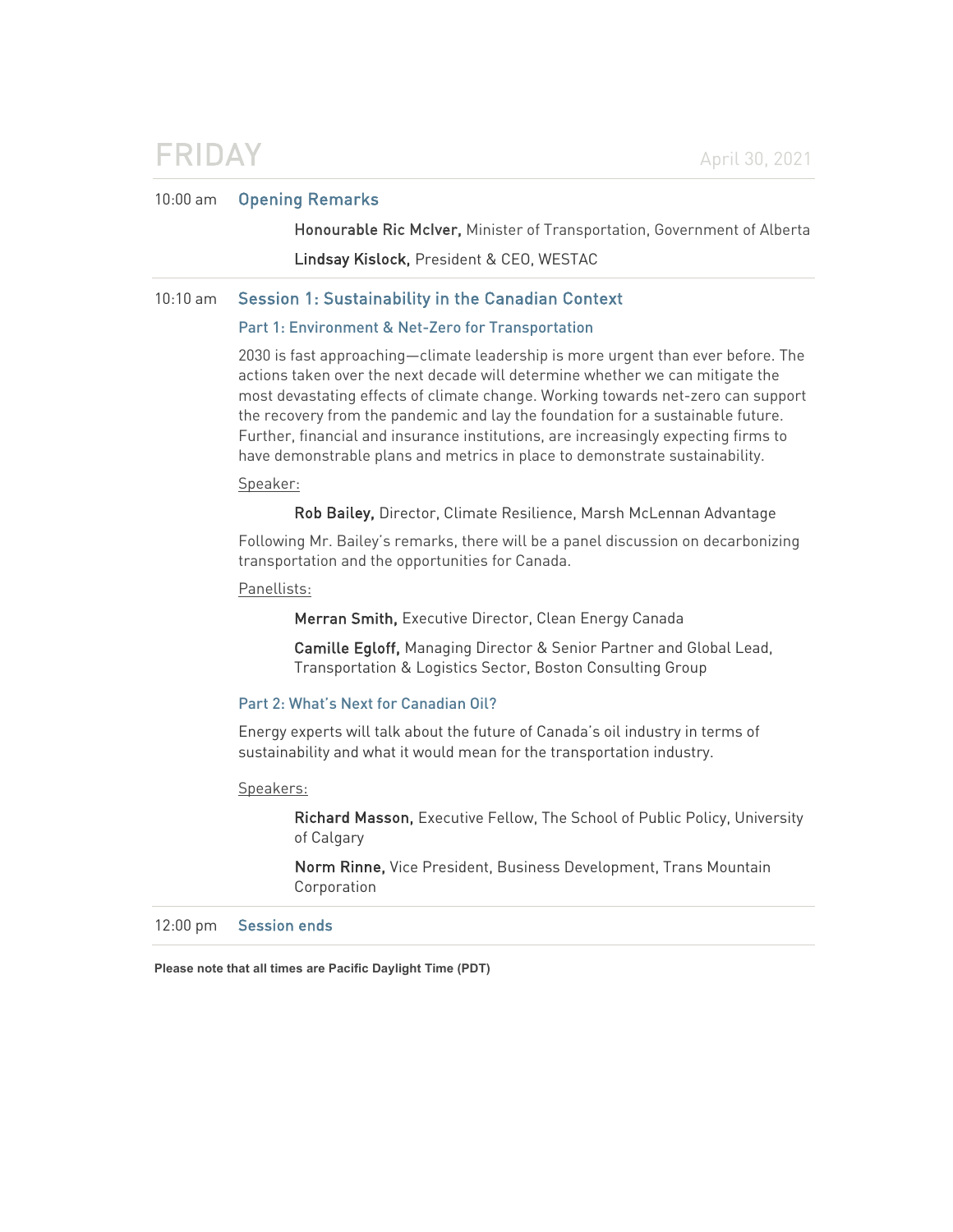# FRIDAY

April 30, 2021

**10:00 am** **Opening Remarks**

**Honourable Ric McIver,** Minister of Transportation, Government of Alberta

**Lindsay Kislock,** President & CEO, WESTAC

**10:10 am** **Session 1: Sustainability in the Canadian Context**

### Part 1: Environment & Net-Zero for Transportation

2030 is fast approaching—climate leadership is more urgent than ever before. The actions taken over the next decade will determine whether we can mitigate the most devastating effects of climate change. Working towards net-zero can support the recovery from the pandemic and lay the foundation for a sustainable future. Further, financial and insurance institutions, are increasingly expecting firms to have demonstrable plans and metrics in place to demonstrate sustainability.

Speaker:

**Rob Bailey,** Director, Climate Resilience, Marsh McLennan Advantage

Following Mr. Bailey's remarks, there will be a panel discussion on decarbonizing transportation and the opportunities for Canada.

Panellists:

**Merran Smith,** Executive Director, Clean Energy Canada

**Camille Egloff,** Managing Director & Senior Partner and Global Lead, Transportation & Logistics Sector, Boston Consulting Group

### Part 2: What's Next for Canadian Oil?

Energy experts will talk about the future of Canada's oil industry in terms of sustainability and what it would mean for the transportation industry.

Speakers:

**Richard Masson,** Executive Fellow, The School of Public Policy, University of Calgary

**Norm Rinne,** Vice President, Business Development, Trans Mountain Corporation

**12:00 pm** **Session ends**

**Please note that all times are Pacific Daylight Time (PDT)**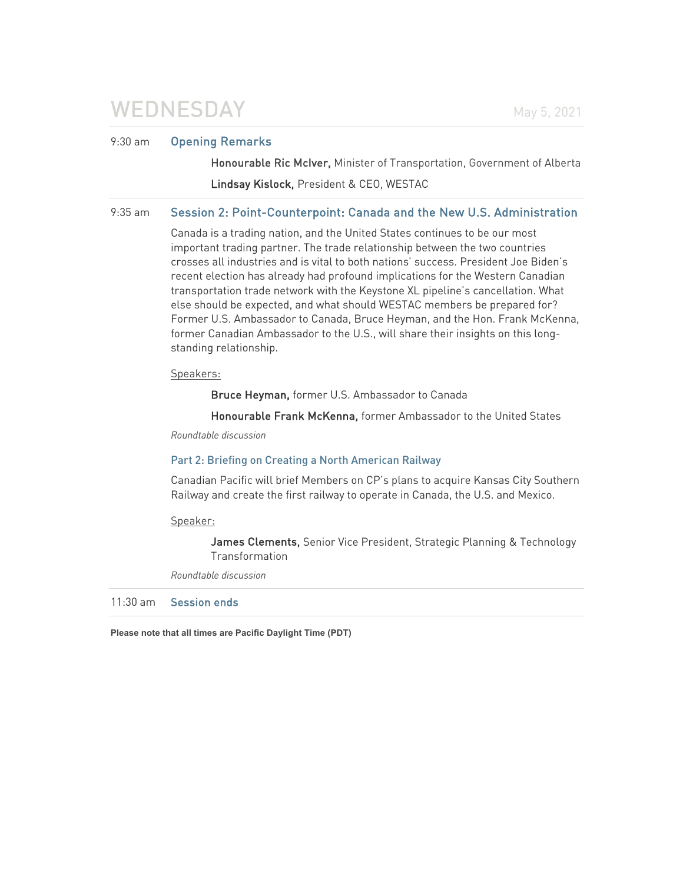# WEDNESDAY

May 5, 2021

---

**9:30 am** — **Opening Remarks**

**Honourable Ric McIver,** Minister of Transportation, Government of Alberta

**Lindsay Kislock,** President & CEO, WESTAC

---

**9:35 am** — **Session 2: Point-Counterpoint: Canada and the New U.S. Administration**

Canada is a trading nation, and the United States continues to be our most important trading partner. The trade relationship between the two countries crosses all industries and is vital to both nations' success. President Joe Biden's recent election has already had profound implications for the Western Canadian transportation trade network with the Keystone XL pipeline's cancellation. What else should be expected, and what should WESTAC members be prepared for? Former U.S. Ambassador to Canada, Bruce Heyman, and the Hon. Frank McKenna, former Canadian Ambassador to the U.S., will share their insights on this long-standing relationship.

Speakers:

**Bruce Heyman,** former U.S. Ambassador to Canada

**Honourable Frank McKenna,** former Ambassador to the United States

*Roundtable discussion*

### Part 2: Briefing on Creating a North American Railway

Canadian Pacific will brief Members on CP's plans to acquire Kansas City Southern Railway and create the first railway to operate in Canada, the U.S. and Mexico.

Speaker:

**James Clements,** Senior Vice President, Strategic Planning & Technology Transformation

*Roundtable discussion*

---

**11:30 am** — **Session ends**

---

**Please note that all times are Pacific Daylight Time (PDT)**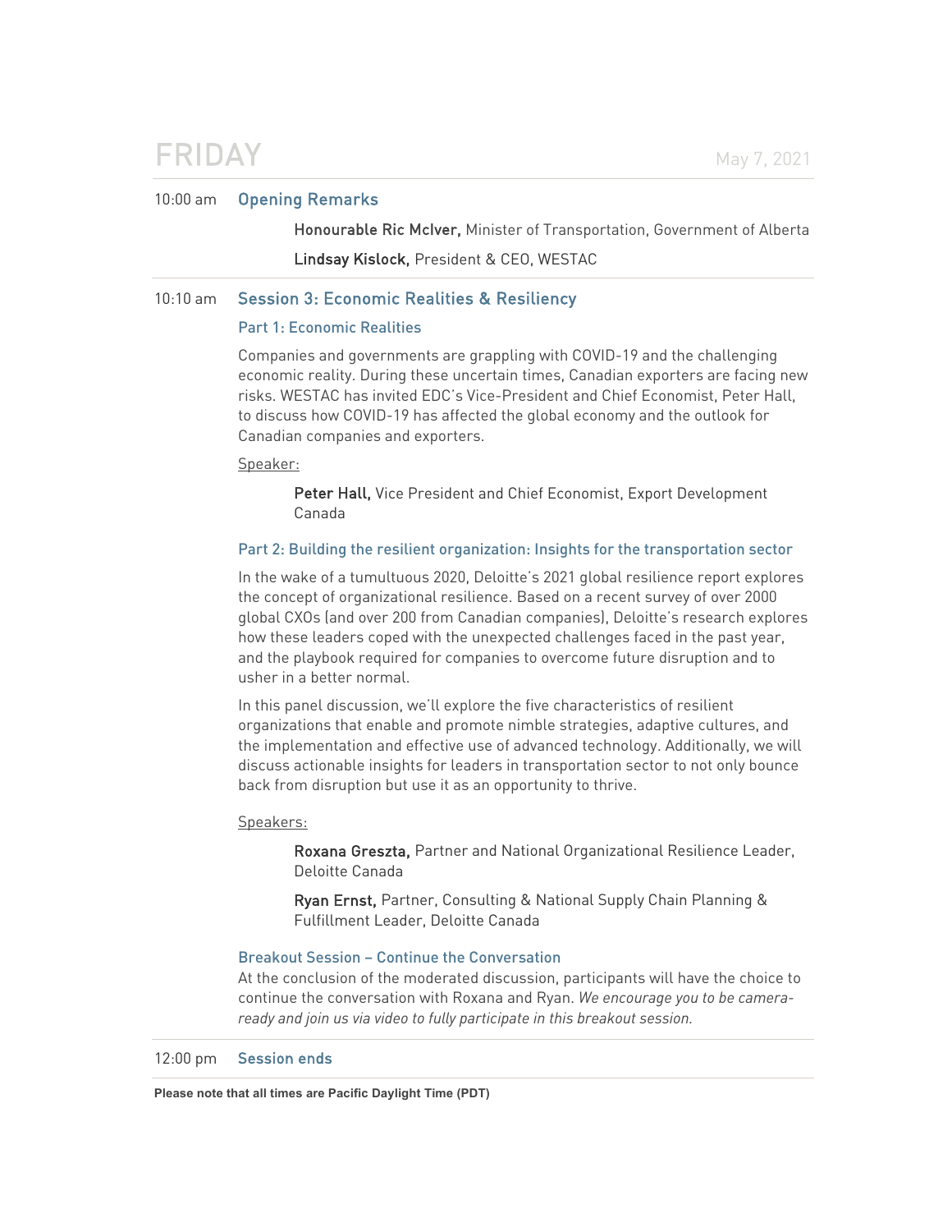# FRIDAY

May 7, 2021

---

**10:00 am** **Opening Remarks**

**Honourable Ric McIver,** Minister of Transportation, Government of Alberta

**Lindsay Kislock,** President & CEO, WESTAC

---

**10:10 am** **Session 3: Economic Realities & Resiliency**

### Part 1: Economic Realities

Companies and governments are grappling with COVID-19 and the challenging economic reality. During these uncertain times, Canadian exporters are facing new risks. WESTAC has invited EDC's Vice-President and Chief Economist, Peter Hall, to discuss how COVID-19 has affected the global economy and the outlook for Canadian companies and exporters.

Speaker:

**Peter Hall,** Vice President and Chief Economist, Export Development Canada

### Part 2: Building the resilient organization: Insights for the transportation sector

In the wake of a tumultuous 2020, Deloitte's 2021 global resilience report explores the concept of organizational resilience. Based on a recent survey of over 2000 global CXOs (and over 200 from Canadian companies), Deloitte's research explores how these leaders coped with the unexpected challenges faced in the past year, and the playbook required for companies to overcome future disruption and to usher in a better normal.

In this panel discussion, we'll explore the five characteristics of resilient organizations that enable and promote nimble strategies, adaptive cultures, and the implementation and effective use of advanced technology. Additionally, we will discuss actionable insights for leaders in transportation sector to not only bounce back from disruption but use it as an opportunity to thrive.

Speakers:

**Roxana Greszta,** Partner and National Organizational Resilience Leader, Deloitte Canada

**Ryan Ernst,** Partner, Consulting & National Supply Chain Planning & Fulfillment Leader, Deloitte Canada

### Breakout Session – Continue the Conversation

At the conclusion of the moderated discussion, participants will have the choice to continue the conversation with Roxana and Ryan. *We encourage you to be camera-ready and join us via video to fully participate in this breakout session.*

---

**12:00 pm** **Session ends**

---

**Please note that all times are Pacific Daylight Time (PDT)**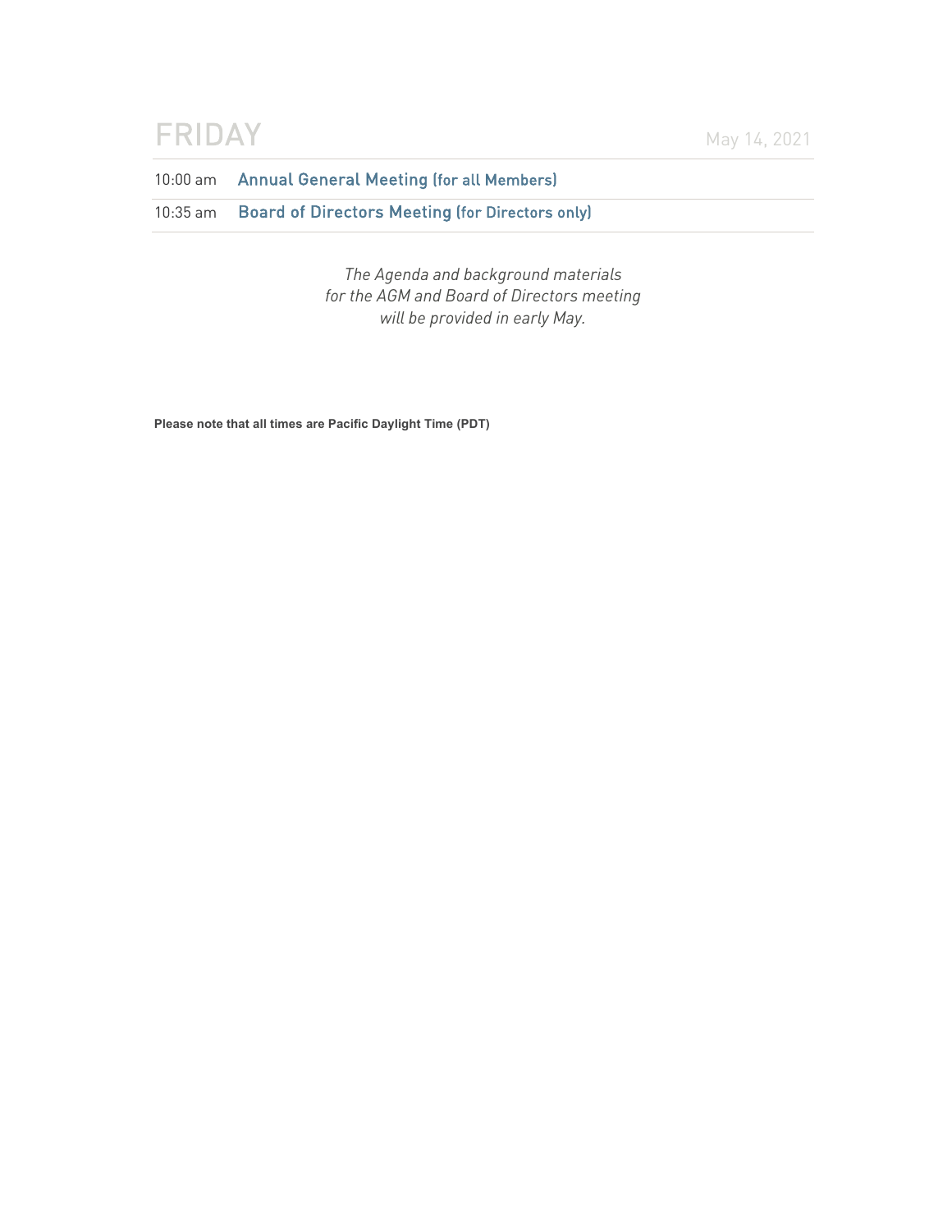## FRIDAY

May 14, 2021

| | |
|---|---|
| 10:00 am | Annual General Meeting (for all Members) |
| 10:35 am | Board of Directors Meeting (for Directors only) |

*The Agenda and background materials for the AGM and Board of Directors meeting will be provided in early May.*

**Please note that all times are Pacific Daylight Time (PDT)**